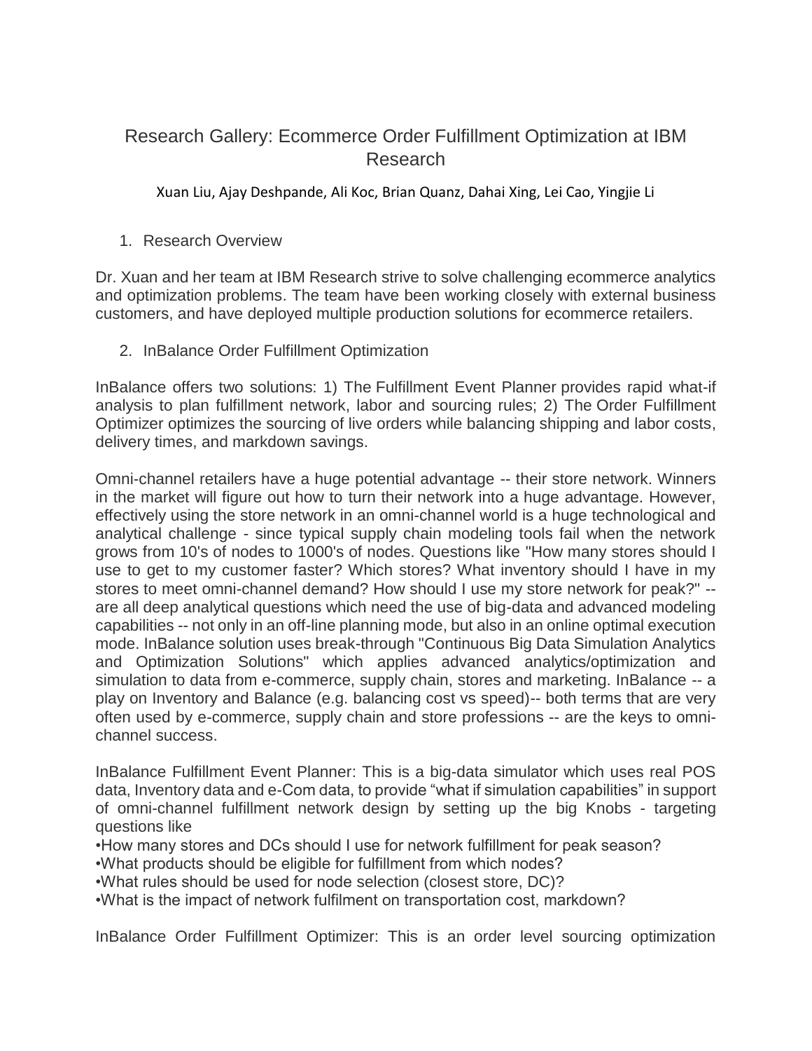# Research Gallery: Ecommerce Order Fulfillment Optimization at IBM Research

Xuan Liu, Ajay Deshpande, Ali Koc, Brian Quanz, Dahai Xing, Lei Cao, Yingjie Li

## 1. Research Overview

Dr. Xuan and her team at IBM Research strive to solve challenging ecommerce analytics and optimization problems. The team have been working closely with external business customers, and have deployed multiple production solutions for ecommerce retailers.

## 2. InBalance Order Fulfillment Optimization

InBalance offers two solutions: 1) The Fulfillment Event Planner provides rapid what-if analysis to plan fulfillment network, labor and sourcing rules; 2) The Order Fulfillment Optimizer optimizes the sourcing of live orders while balancing shipping and labor costs, delivery times, and markdown savings.

Omni-channel retailers have a huge potential advantage -- their store network. Winners in the market will figure out how to turn their network into a huge advantage. However, effectively using the store network in an omni-channel world is a huge technological and analytical challenge - since typical supply chain modeling tools fail when the network grows from 10's of nodes to 1000's of nodes. Questions like "How many stores should I use to get to my customer faster? Which stores? What inventory should I have in my stores to meet omni-channel demand? How should I use my store network for peak?" -- are all deep analytical questions which need the use of big-data and advanced modeling capabilities -- not only in an off-line planning mode, but also in an online optimal execution mode. InBalance solution uses break-through "Continuous Big Data Simulation Analytics and Optimization Solutions" which applies advanced analytics/optimization and simulation to data from e-commerce, supply chain, stores and marketing. InBalance -- a play on Inventory and Balance (e.g. balancing cost vs speed)-- both terms that are very often used by e-commerce, supply chain and store professions -- are the keys to omni-channel success.

InBalance Fulfillment Event Planner: This is a big-data simulator which uses real POS data, Inventory data and e-Com data, to provide “what if simulation capabilities” in support of omni-channel fulfillment network design by setting up the big Knobs - targeting questions like

- How many stores and DCs should I use for network fulfillment for peak season?
- What products should be eligible for fulfillment from which nodes?
- What rules should be used for node selection (closest store, DC)?
- What is the impact of network fulfilment on transportation cost, markdown?

InBalance Order Fulfillment Optimizer: This is an order level sourcing optimization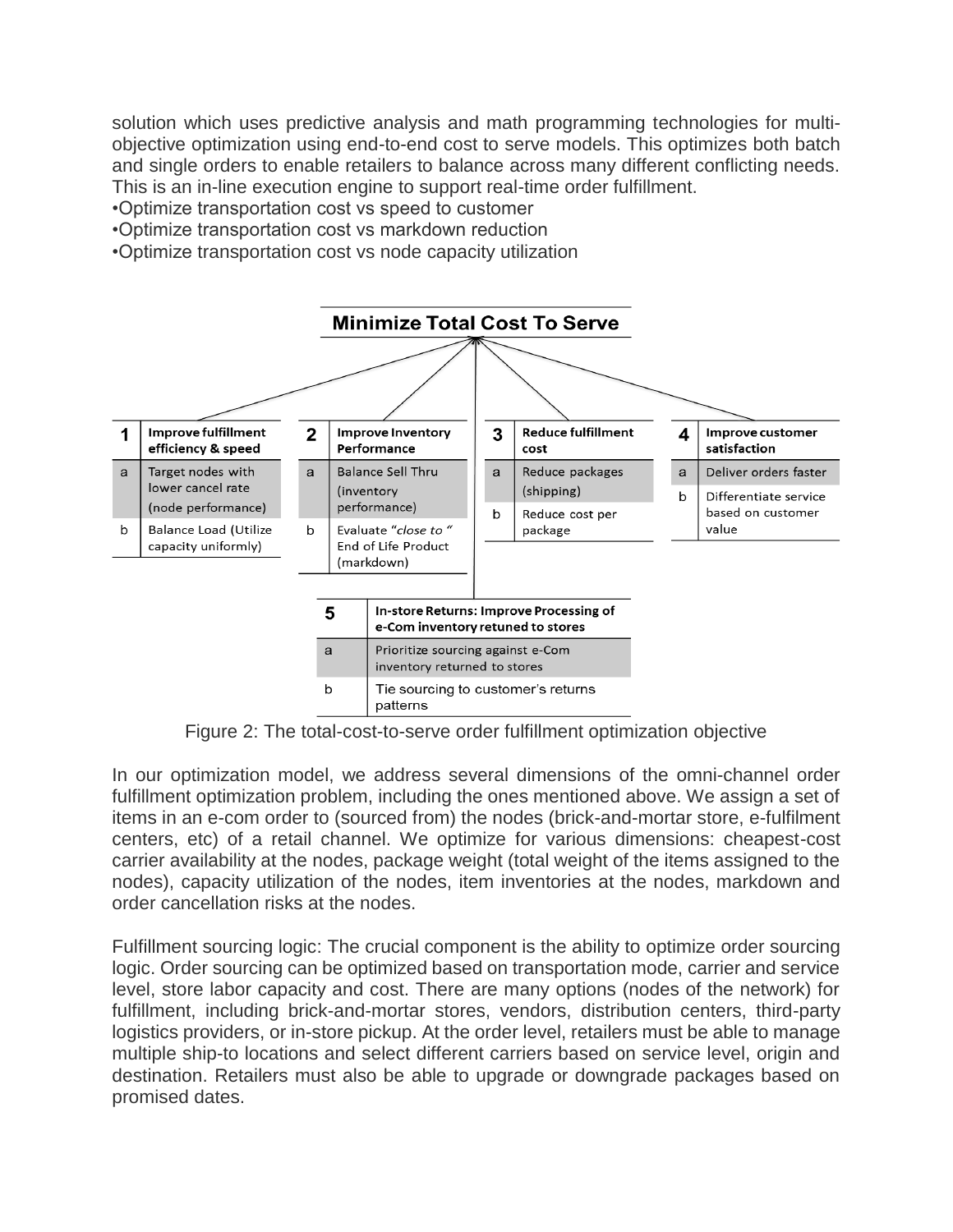solution which uses predictive analysis and math programming technologies for multi-objective optimization using end-to-end cost to serve models. This optimizes both batch and single orders to enable retailers to balance across many different conflicting needs. This is an in-line execution engine to support real-time order fulfillment.

- •Optimize transportation cost vs speed to customer
- •Optimize transportation cost vs markdown reduction
- •Optimize transportation cost vs node capacity utilization

**Minimize Total Cost To Serve**

| 1 | Improve fulfillment efficiency & speed |
|---|---|
| a | Target nodes with lower cancel rate (node performance) |
| b | Balance Load (Utilize capacity uniformly) |

| 2 | Improve Inventory Performance |
|---|---|
| a | Balance Sell Thru (inventory performance) |
| b | Evaluate *"close to "* End of Life Product (markdown) |

| 3 | Reduce fulfillment cost |
|---|---|
| a | Reduce packages (shipping) |
| b | Reduce cost per package |

| 4 | Improve customer satisfaction |
|---|---|
| a | Deliver orders faster |
| b | Differentiate service based on customer value |

| 5 | In-store Returns: Improve Processing of e-Com inventory retuned to stores |
|---|---|
| a | Prioritize sourcing against e-Com inventory returned to stores |
| b | Tie sourcing to customer's returns patterns |

Figure 2: The total-cost-to-serve order fulfillment optimization objective

In our optimization model, we address several dimensions of the omni-channel order fulfillment optimization problem, including the ones mentioned above. We assign a set of items in an e-com order to (sourced from) the nodes (brick-and-mortar store, e-fulfilment centers, etc) of a retail channel. We optimize for various dimensions: cheapest-cost carrier availability at the nodes, package weight (total weight of the items assigned to the nodes), capacity utilization of the nodes, item inventories at the nodes, markdown and order cancellation risks at the nodes.

Fulfillment sourcing logic: The crucial component is the ability to optimize order sourcing logic. Order sourcing can be optimized based on transportation mode, carrier and service level, store labor capacity and cost. There are many options (nodes of the network) for fulfillment, including brick-and-mortar stores, vendors, distribution centers, third-party logistics providers, or in-store pickup. At the order level, retailers must be able to manage multiple ship-to locations and select different carriers based on service level, origin and destination. Retailers must also be able to upgrade or downgrade packages based on promised dates.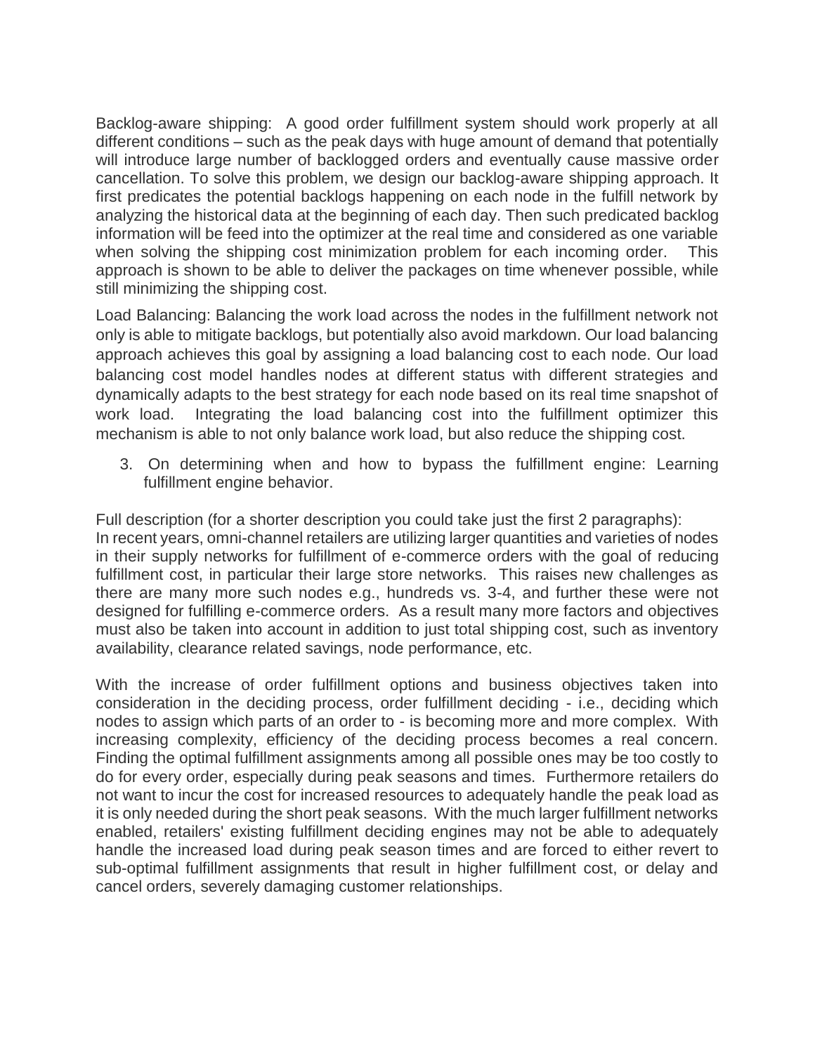Backlog-aware shipping: A good order fulfillment system should work properly at all different conditions – such as the peak days with huge amount of demand that potentially will introduce large number of backlogged orders and eventually cause massive order cancellation. To solve this problem, we design our backlog-aware shipping approach. It first predicates the potential backlogs happening on each node in the fulfill network by analyzing the historical data at the beginning of each day. Then such predicated backlog information will be feed into the optimizer at the real time and considered as one variable when solving the shipping cost minimization problem for each incoming order. This approach is shown to be able to deliver the packages on time whenever possible, while still minimizing the shipping cost.

Load Balancing: Balancing the work load across the nodes in the fulfillment network not only is able to mitigate backlogs, but potentially also avoid markdown. Our load balancing approach achieves this goal by assigning a load balancing cost to each node. Our load balancing cost model handles nodes at different status with different strategies and dynamically adapts to the best strategy for each node based on its real time snapshot of work load. Integrating the load balancing cost into the fulfillment optimizer this mechanism is able to not only balance work load, but also reduce the shipping cost.

3. On determining when and how to bypass the fulfillment engine: Learning fulfillment engine behavior.

Full description (for a shorter description you could take just the first 2 paragraphs):
In recent years, omni-channel retailers are utilizing larger quantities and varieties of nodes in their supply networks for fulfillment of e-commerce orders with the goal of reducing fulfillment cost, in particular their large store networks. This raises new challenges as there are many more such nodes e.g., hundreds vs. 3-4, and further these were not designed for fulfilling e-commerce orders. As a result many more factors and objectives must also be taken into account in addition to just total shipping cost, such as inventory availability, clearance related savings, node performance, etc.

With the increase of order fulfillment options and business objectives taken into consideration in the deciding process, order fulfillment deciding - i.e., deciding which nodes to assign which parts of an order to - is becoming more and more complex. With increasing complexity, efficiency of the deciding process becomes a real concern. Finding the optimal fulfillment assignments among all possible ones may be too costly to do for every order, especially during peak seasons and times. Furthermore retailers do not want to incur the cost for increased resources to adequately handle the peak load as it is only needed during the short peak seasons. With the much larger fulfillment networks enabled, retailers' existing fulfillment deciding engines may not be able to adequately handle the increased load during peak season times and are forced to either revert to sub-optimal fulfillment assignments that result in higher fulfillment cost, or delay and cancel orders, severely damaging customer relationships.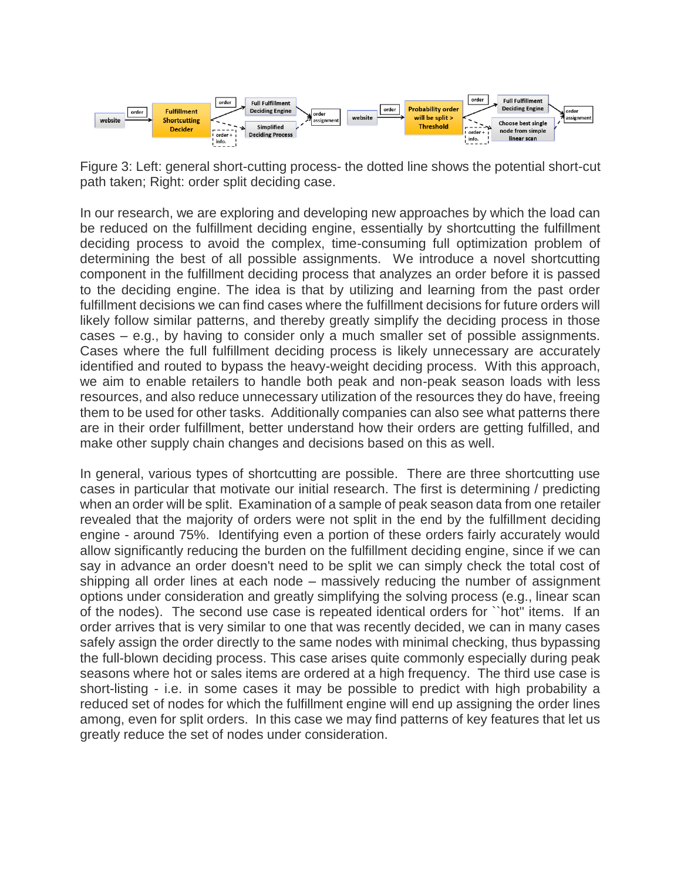website
order
Fulfillment Shortcutting Decider
order
Full Fulfillment Deciding Engine
order + info.
Simplified Deciding Process
order assignment

website
order
Probability order will be split > Threshold
order
Full Fulfillment Deciding Engine
order + info.
Choose best single node from simple linear scan
order assignment

Figure 3: Left: general short-cutting process- the dotted line shows the potential short-cut path taken; Right: order split deciding case.

In our research, we are exploring and developing new approaches by which the load can be reduced on the fulfillment deciding engine, essentially by shortcutting the fulfillment deciding process to avoid the complex, time-consuming full optimization problem of determining the best of all possible assignments. We introduce a novel shortcutting component in the fulfillment deciding process that analyzes an order before it is passed to the deciding engine. The idea is that by utilizing and learning from the past order fulfillment decisions we can find cases where the fulfillment decisions for future orders will likely follow similar patterns, and thereby greatly simplify the deciding process in those cases – e.g., by having to consider only a much smaller set of possible assignments. Cases where the full fulfillment deciding process is likely unnecessary are accurately identified and routed to bypass the heavy-weight deciding process. With this approach, we aim to enable retailers to handle both peak and non-peak season loads with less resources, and also reduce unnecessary utilization of the resources they do have, freeing them to be used for other tasks. Additionally companies can also see what patterns there are in their order fulfillment, better understand how their orders are getting fulfilled, and make other supply chain changes and decisions based on this as well.

In general, various types of shortcutting are possible. There are three shortcutting use cases in particular that motivate our initial research. The first is determining / predicting when an order will be split. Examination of a sample of peak season data from one retailer revealed that the majority of orders were not split in the end by the fulfillment deciding engine - around 75%. Identifying even a portion of these orders fairly accurately would allow significantly reducing the burden on the fulfillment deciding engine, since if we can say in advance an order doesn't need to be split we can simply check the total cost of shipping all order lines at each node – massively reducing the number of assignment options under consideration and greatly simplifying the solving process (e.g., linear scan of the nodes). The second use case is repeated identical orders for ``hot'' items. If an order arrives that is very similar to one that was recently decided, we can in many cases safely assign the order directly to the same nodes with minimal checking, thus bypassing the full-blown deciding process. This case arises quite commonly especially during peak seasons where hot or sales items are ordered at a high frequency. The third use case is short-listing - i.e. in some cases it may be possible to predict with high probability a reduced set of nodes for which the fulfillment engine will end up assigning the order lines among, even for split orders. In this case we may find patterns of key features that let us greatly reduce the set of nodes under consideration.